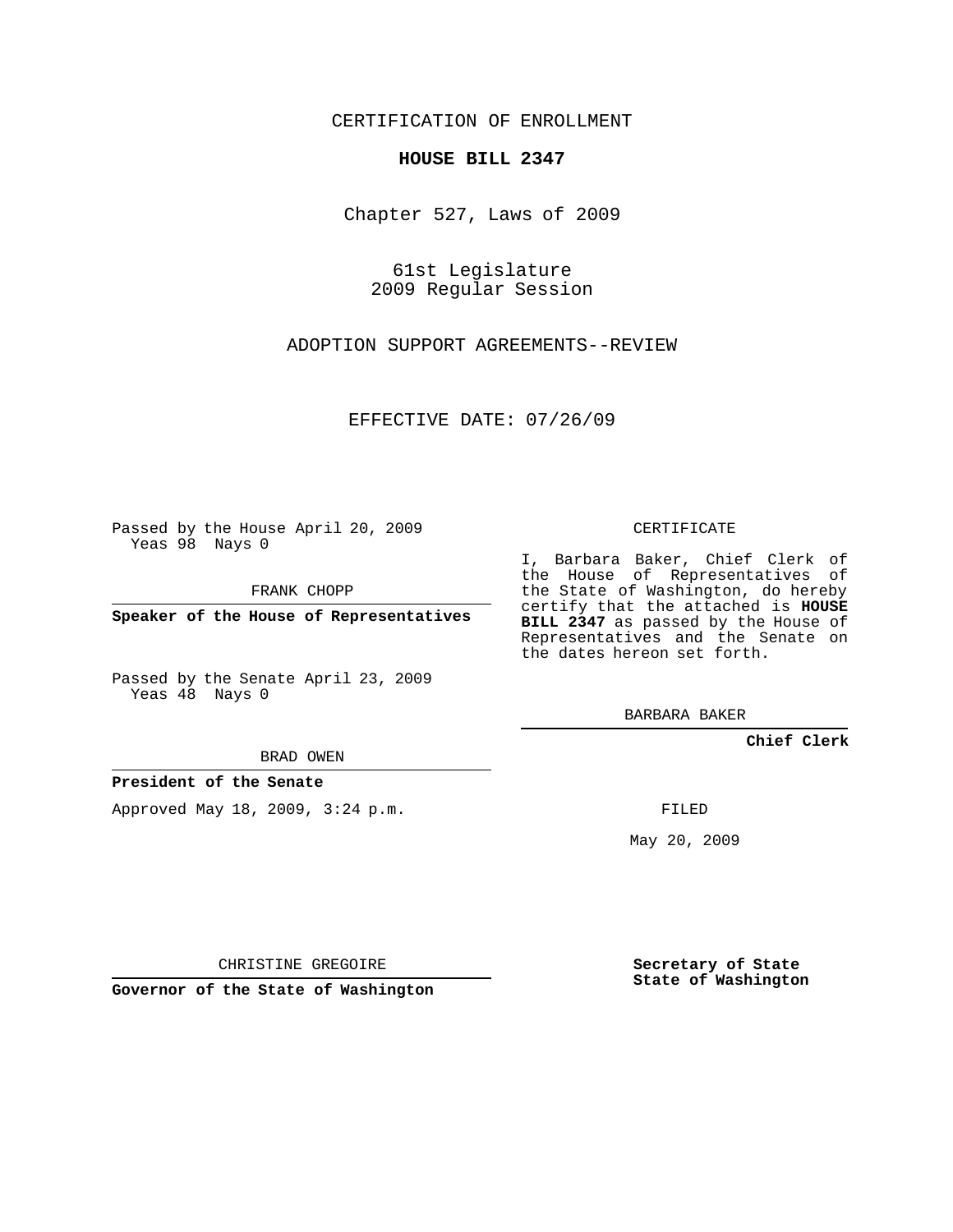CERTIFICATION OF ENROLLMENT

**HOUSE BILL 2347**

Chapter 527, Laws of 2009

61st Legislature
2009 Regular Session

ADOPTION SUPPORT AGREEMENTS--REVIEW

EFFECTIVE DATE: 07/26/09

Passed by the House April 20, 2009
Yeas 98 Nays 0

FRANK CHOPP

**Speaker of the House of Representatives**

Passed by the Senate April 23, 2009
Yeas 48 Nays 0

BRAD OWEN

**President of the Senate**

Approved May 18, 2009, 3:24 p.m.

CHRISTINE GREGOIRE

**Governor of the State of Washington**

CERTIFICATE

I, Barbara Baker, Chief Clerk of the House of Representatives of the State of Washington, do hereby certify that the attached is **HOUSE BILL 2347** as passed by the House of Representatives and the Senate on the dates hereon set forth.

BARBARA BAKER

**Chief Clerk**

FILED

May 20, 2009

**Secretary of State**
**State of Washington**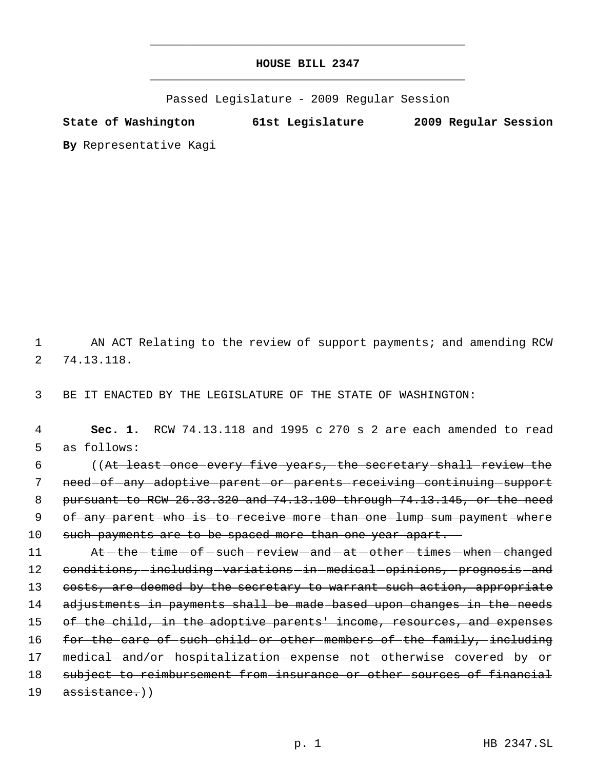# HOUSE BILL 2347

Passed Legislature - 2009 Regular Session

**State of Washington 61st Legislature 2009 Regular Session**

**By** Representative Kagi

AN ACT Relating to the review of support payments; and amending RCW 74.13.118.

BE IT ENACTED BY THE LEGISLATURE OF THE STATE OF WASHINGTON:

**Sec. 1.** RCW 74.13.118 and 1995 c 270 s 2 are each amended to read as follows:

((~~At least once every five years, the secretary shall review the need of any adoptive parent or parents receiving continuing support pursuant to RCW 26.33.320 and 74.13.100 through 74.13.145, or the need of any parent who is to receive more than one lump sum payment where such payments are to be spaced more than one year apart.~~

~~At the time of such review and at other times when changed conditions, including variations in medical opinions, prognosis and costs, are deemed by the secretary to warrant such action, appropriate adjustments in payments shall be made based upon changes in the needs of the child, in the adoptive parents' income, resources, and expenses for the care of such child or other members of the family, including medical and/or hospitalization expense not otherwise covered by or subject to reimbursement from insurance or other sources of financial assistance.~~))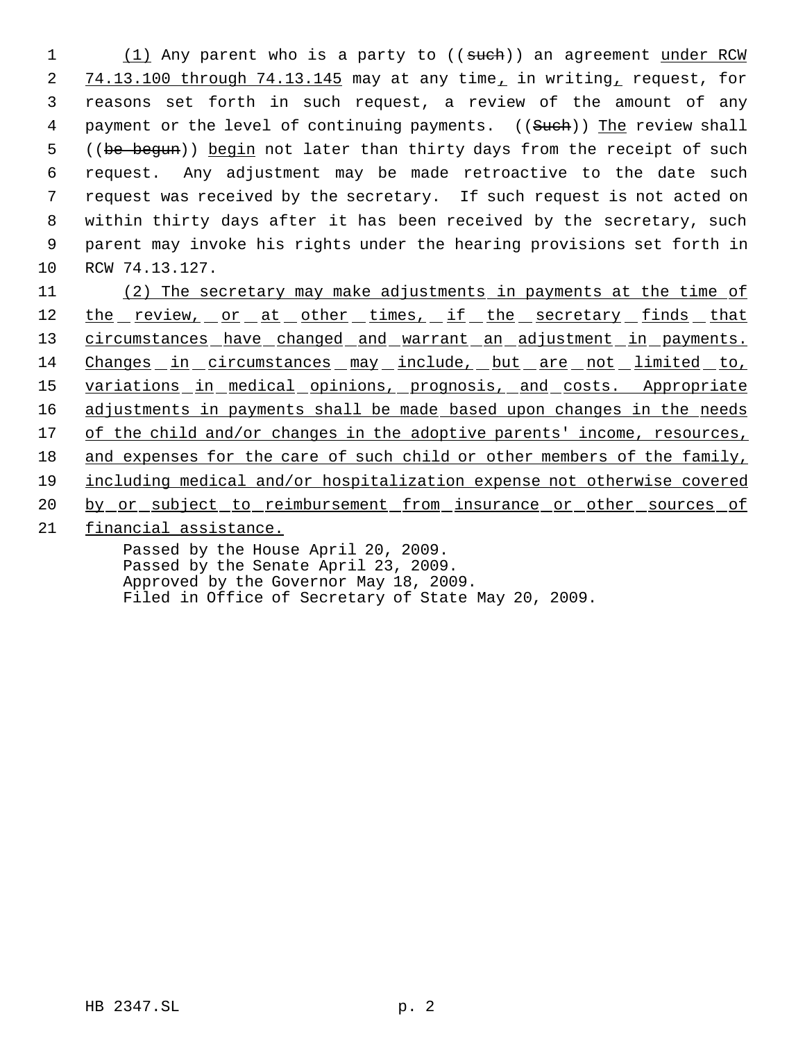(1) Any parent who is a party to ((~~such~~)) an agreement under RCW 74.13.100 through 74.13.145 may at any time, in writing, request, for reasons set forth in such request, a review of the amount of any payment or the level of continuing payments. ((~~Such~~)) The review shall ((~~be begun~~)) begin not later than thirty days from the receipt of such request. Any adjustment may be made retroactive to the date such request was received by the secretary. If such request is not acted on within thirty days after it has been received by the secretary, such parent may invoke his rights under the hearing provisions set forth in RCW 74.13.127.

(2) The secretary may make adjustments in payments at the time of the review, or at other times, if the secretary finds that circumstances have changed and warrant an adjustment in payments. Changes in circumstances may include, but are not limited to, variations in medical opinions, prognosis, and costs. Appropriate adjustments in payments shall be made based upon changes in the needs of the child and/or changes in the adoptive parents' income, resources, and expenses for the care of such child or other members of the family, including medical and/or hospitalization expense not otherwise covered by or subject to reimbursement from insurance or other sources of financial assistance.

Passed by the House April 20, 2009.
Passed by the Senate April 23, 2009.
Approved by the Governor May 18, 2009.
Filed in Office of Secretary of State May 20, 2009.